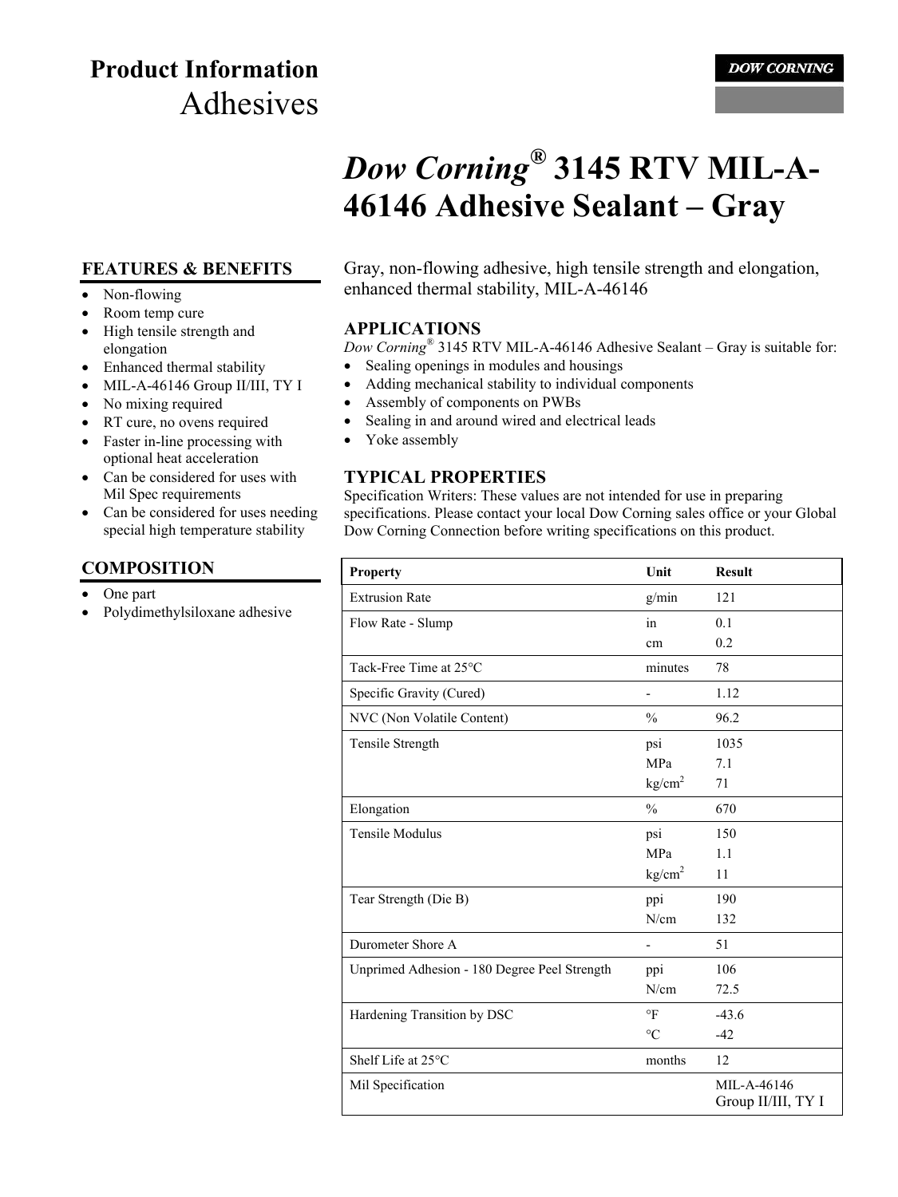# Product Information
## Adhesives

DOW CORNING

# *Dow Corning*® 3145 RTV MIL-A-46146 Adhesive Sealant – Gray

## FEATURES & BENEFITS

- Non-flowing
- Room temp cure
- High tensile strength and elongation
- Enhanced thermal stability
- MIL-A-46146 Group II/III, TY I
- No mixing required
- RT cure, no ovens required
- Faster in-line processing with optional heat acceleration
- Can be considered for uses with Mil Spec requirements
- Can be considered for uses needing special high temperature stability

## COMPOSITION

- One part
- Polydimethylsiloxane adhesive

Gray, non-flowing adhesive, high tensile strength and elongation, enhanced thermal stability, MIL-A-46146

## APPLICATIONS

*Dow Corning*® 3145 RTV MIL-A-46146 Adhesive Sealant – Gray is suitable for:

- Sealing openings in modules and housings
- Adding mechanical stability to individual components
- Assembly of components on PWBs
- Sealing in and around wired and electrical leads
- Yoke assembly

## TYPICAL PROPERTIES

Specification Writers: These values are not intended for use in preparing specifications. Please contact your local Dow Corning sales office or your Global Dow Corning Connection before writing specifications on this product.

| Property | Unit | Result |
|---|---|---|
| Extrusion Rate | g/min | 121 |
| Flow Rate - Slump | in | 0.1 |
| | cm | 0.2 |
| Tack-Free Time at 25°C | minutes | 78 |
| Specific Gravity (Cured) | - | 1.12 |
| NVC (Non Volatile Content) | % | 96.2 |
| Tensile Strength | psi | 1035 |
| | MPa | 7.1 |
| | $kg/cm^2$ | 71 |
| Elongation | % | 670 |
| Tensile Modulus | psi | 150 |
| | MPa | 1.1 |
| | $kg/cm^2$ | 11 |
| Tear Strength (Die B) | ppi | 190 |
| | N/cm | 132 |
| Durometer Shore A | - | 51 |
| Unprimed Adhesion - 180 Degree Peel Strength | ppi | 106 |
| | N/cm | 72.5 |
| Hardening Transition by DSC | °F | -43.6 |
| | °C | -42 |
| Shelf Life at 25°C | months | 12 |
| Mil Specification | | MIL-A-46146 Group II/III, TY I |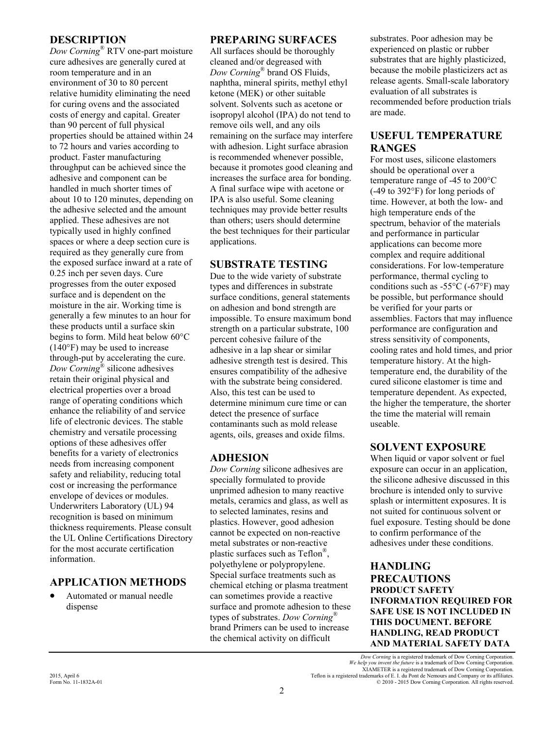## DESCRIPTION

*Dow Corning*® RTV one-part moisture cure adhesives are generally cured at room temperature and in an environment of 30 to 80 percent relative humidity eliminating the need for curing ovens and the associated costs of energy and capital. Greater than 90 percent of full physical properties should be attained within 24 to 72 hours and varies according to product. Faster manufacturing throughput can be achieved since the adhesive and component can be handled in much shorter times of about 10 to 120 minutes, depending on the adhesive selected and the amount applied. These adhesives are not typically used in highly confined spaces or where a deep section cure is required as they generally cure from the exposed surface inward at a rate of 0.25 inch per seven days. Cure progresses from the outer exposed surface and is dependent on the moisture in the air. Working time is generally a few minutes to an hour for these products until a surface skin begins to form. Mild heat below 60°C (140°F) may be used to increase through-put by accelerating the cure. *Dow Corning*® silicone adhesives retain their original physical and electrical properties over a broad range of operating conditions which enhance the reliability of and service life of electronic devices. The stable chemistry and versatile processing options of these adhesives offer benefits for a variety of electronics needs from increasing component safety and reliability, reducing total cost or increasing the performance envelope of devices or modules. Underwriters Laboratory (UL) 94 recognition is based on minimum thickness requirements. Please consult the UL Online Certifications Directory for the most accurate certification information.

## APPLICATION METHODS

- Automated or manual needle dispense

## PREPARING SURFACES

All surfaces should be thoroughly cleaned and/or degreased with *Dow Corning*® brand OS Fluids, naphtha, mineral spirits, methyl ethyl ketone (MEK) or other suitable solvent. Solvents such as acetone or isopropyl alcohol (IPA) do not tend to remove oils well, and any oils remaining on the surface may interfere with adhesion. Light surface abrasion is recommended whenever possible, because it promotes good cleaning and increases the surface area for bonding. A final surface wipe with acetone or IPA is also useful. Some cleaning techniques may provide better results than others; users should determine the best techniques for their particular applications.

## SUBSTRATE TESTING

Due to the wide variety of substrate types and differences in substrate surface conditions, general statements on adhesion and bond strength are impossible. To ensure maximum bond strength on a particular substrate, 100 percent cohesive failure of the adhesive in a lap shear or similar adhesive strength test is desired. This ensures compatibility of the adhesive with the substrate being considered. Also, this test can be used to determine minimum cure time or can detect the presence of surface contaminants such as mold release agents, oils, greases and oxide films.

## ADHESION

*Dow Corning* silicone adhesives are specially formulated to provide unprimed adhesion to many reactive metals, ceramics and glass, as well as to selected laminates, resins and plastics. However, good adhesion cannot be expected on non-reactive metal substrates or non-reactive plastic surfaces such as Teflon®, polyethylene or polypropylene. Special surface treatments such as chemical etching or plasma treatment can sometimes provide a reactive surface and promote adhesion to these types of substrates. *Dow Corning*® brand Primers can be used to increase the chemical activity on difficult substrates. Poor adhesion may be experienced on plastic or rubber substrates that are highly plasticized, because the mobile plasticizers act as release agents. Small-scale laboratory evaluation of all substrates is recommended before production trials are made.

## USEFUL TEMPERATURE RANGES

For most uses, silicone elastomers should be operational over a temperature range of -45 to 200°C (-49 to 392°F) for long periods of time. However, at both the low- and high temperature ends of the spectrum, behavior of the materials and performance in particular applications can become more complex and require additional considerations. For low-temperature performance, thermal cycling to conditions such as -55°C (-67°F) may be possible, but performance should be verified for your parts or assemblies. Factors that may influence performance are configuration and stress sensitivity of components, cooling rates and hold times, and prior temperature history. At the high-temperature end, the durability of the cured silicone elastomer is time and temperature dependent. As expected, the higher the temperature, the shorter the time the material will remain useable.

## SOLVENT EXPOSURE

When liquid or vapor solvent or fuel exposure can occur in an application, the silicone adhesive discussed in this brochure is intended only to survive splash or intermittent exposures. It is not suited for continuous solvent or fuel exposure. Testing should be done to confirm performance of the adhesives under these conditions.

## HANDLING PRECAUTIONS

**PRODUCT SAFETY INFORMATION REQUIRED FOR SAFE USE IS NOT INCLUDED IN THIS DOCUMENT. BEFORE HANDLING, READ PRODUCT AND MATERIAL SAFETY DATA**

2015, April 6
Form No. 11-1832A-01

*Dow Corning* is a registered trademark of Dow Corning Corporation.
*We help you invent the future* is a trademark of Dow Corning Corporation.
XIAMETER is a registered trademark of Dow Corning Corporation.
Teflon is a registered trademarks of E. I. du Pont de Nemours and Company or its affiliates.
© 2010 - 2015 Dow Corning Corporation. All rights reserved.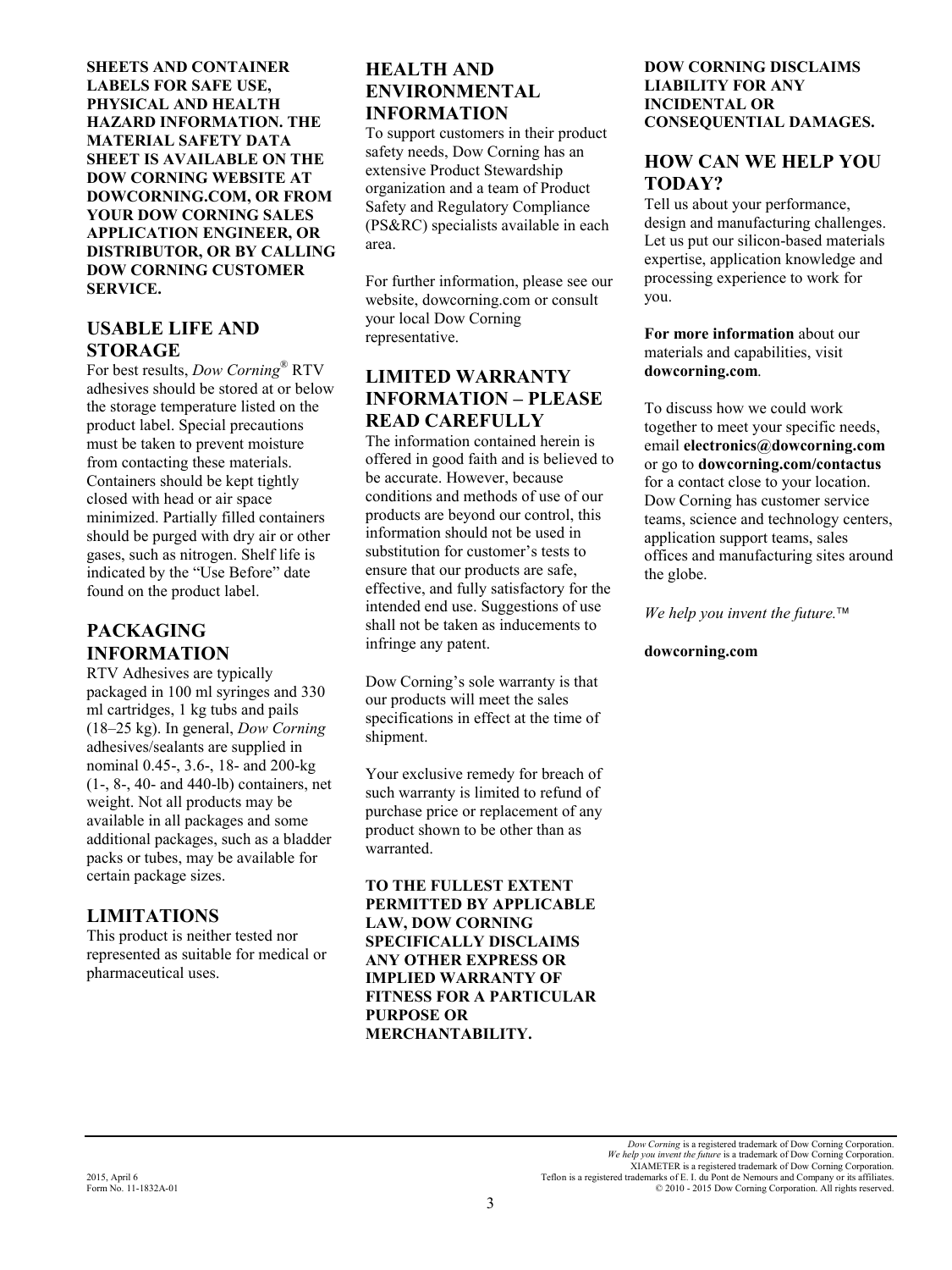**SHEETS AND CONTAINER LABELS FOR SAFE USE, PHYSICAL AND HEALTH HAZARD INFORMATION. THE MATERIAL SAFETY DATA SHEET IS AVAILABLE ON THE DOW CORNING WEBSITE AT DOWCORNING.COM, OR FROM YOUR DOW CORNING SALES APPLICATION ENGINEER, OR DISTRIBUTOR, OR BY CALLING DOW CORNING CUSTOMER SERVICE.**

## USABLE LIFE AND STORAGE

For best results, *Dow Corning*® RTV adhesives should be stored at or below the storage temperature listed on the product label. Special precautions must be taken to prevent moisture from contacting these materials. Containers should be kept tightly closed with head or air space minimized. Partially filled containers should be purged with dry air or other gases, such as nitrogen. Shelf life is indicated by the "Use Before" date found on the product label.

## PACKAGING INFORMATION

RTV Adhesives are typically packaged in 100 ml syringes and 330 ml cartridges, 1 kg tubs and pails (18–25 kg). In general, *Dow Corning* adhesives/sealants are supplied in nominal 0.45-, 3.6-, 18- and 200-kg (1-, 8-, 40- and 440-lb) containers, net weight. Not all products may be available in all packages and some additional packages, such as a bladder packs or tubes, may be available for certain package sizes.

## LIMITATIONS

This product is neither tested nor represented as suitable for medical or pharmaceutical uses.

## HEALTH AND ENVIRONMENTAL INFORMATION

To support customers in their product safety needs, Dow Corning has an extensive Product Stewardship organization and a team of Product Safety and Regulatory Compliance (PS&RC) specialists available in each area.

For further information, please see our website, dowcorning.com or consult your local Dow Corning representative.

## LIMITED WARRANTY INFORMATION – PLEASE READ CAREFULLY

The information contained herein is offered in good faith and is believed to be accurate. However, because conditions and methods of use of our products are beyond our control, this information should not be used in substitution for customer's tests to ensure that our products are safe, effective, and fully satisfactory for the intended end use. Suggestions of use shall not be taken as inducements to infringe any patent.

Dow Corning's sole warranty is that our products will meet the sales specifications in effect at the time of shipment.

Your exclusive remedy for breach of such warranty is limited to refund of purchase price or replacement of any product shown to be other than as warranted.

**TO THE FULLEST EXTENT PERMITTED BY APPLICABLE LAW, DOW CORNING SPECIFICALLY DISCLAIMS ANY OTHER EXPRESS OR IMPLIED WARRANTY OF FITNESS FOR A PARTICULAR PURPOSE OR MERCHANTABILITY.**

**DOW CORNING DISCLAIMS LIABILITY FOR ANY INCIDENTAL OR CONSEQUENTIAL DAMAGES.**

## HOW CAN WE HELP YOU TODAY?

Tell us about your performance, design and manufacturing challenges. Let us put our silicon-based materials expertise, application knowledge and processing experience to work for you.

**For more information** about our materials and capabilities, visit **dowcorning.com**.

To discuss how we could work together to meet your specific needs, email **electronics@dowcorning.com** or go to **dowcorning.com/contactus** for a contact close to your location. Dow Corning has customer service teams, science and technology centers, application support teams, sales offices and manufacturing sites around the globe.

*We help you invent the future.*™

**dowcorning.com**

2015, April 6
Form No. 11-1832A-01

*Dow Corning* is a registered trademark of Dow Corning Corporation.
*We help you invent the future* is a trademark of Dow Corning Corporation.
XIAMETER is a registered trademark of Dow Corning Corporation.
Teflon is a registered trademarks of E. I. du Pont de Nemours and Company or its affiliates.
© 2010 - 2015 Dow Corning Corporation. All rights reserved.